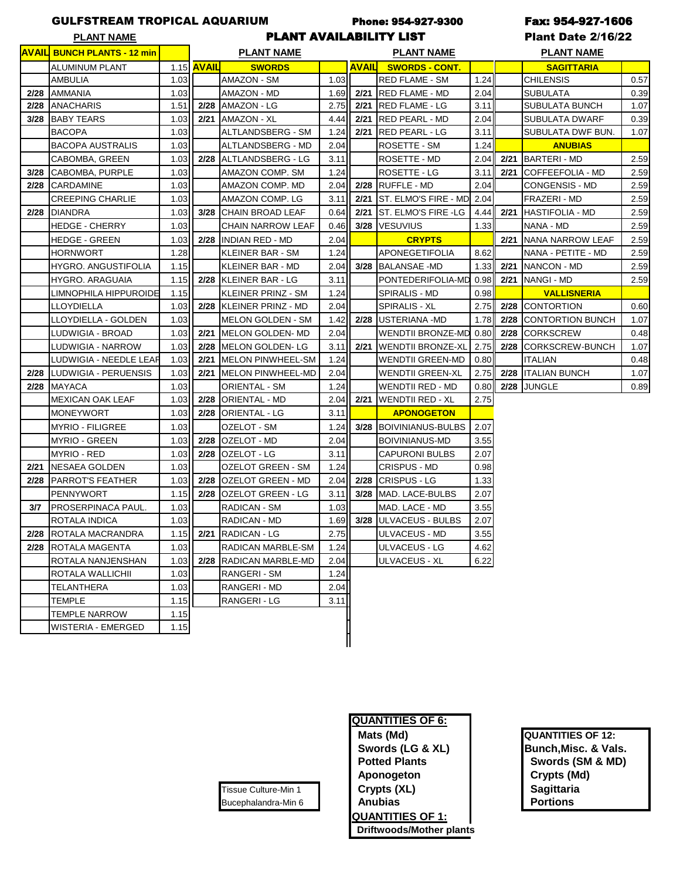# GULFSTREAM TROPICAL AQUARIUM

Phone: 954-927-9300 Fax: 954-927-1606

## PLANT AVAILABILITY LIST

Plant Date 2/16/22

| AVAIL | BUNCH PLANTS - 12 min | |
|---|---|---|
| | ALUMINUM PLANT | 1.15 |
| | AMBULIA | 1.03 |
| 2/28 | AMMANIA | 1.03 |
| 2/28 | ANACHARIS | 1.51 |
| 3/28 | BABY TEARS | 1.03 |
| | BACOPA | 1.03 |
| | BACOPA AUSTRALIS | 1.03 |
| | CABOMBA, GREEN | 1.03 |
| 3/28 | CABOMBA, PURPLE | 1.03 |
| 2/28 | CARDAMINE | 1.03 |
| | CREEPING CHARLIE | 1.03 |
| 2/28 | DIANDRA | 1.03 |
| | HEDGE - CHERRY | 1.03 |
| | HEDGE - GREEN | 1.03 |
| | HORNWORT | 1.28 |
| | HYGRO. ANGUSTIFOLIA | 1.15 |
| | HYGRO. ARAGUAIA | 1.15 |
| | LIMNOPHILA HIPPUROIDE | 1.15 |
| | LLOYDIELLA | 1.03 |
| | LLOYDIELLA - GOLDEN | 1.03 |
| | LUDWIGIA - BROAD | 1.03 |
| | LUDWIGIA - NARROW | 1.03 |
| | LUDWIGIA - NEEDLE LEAF | 1.03 |
| 2/28 | LUDWIGIA - PERUENSIS | 1.03 |
| 2/28 | MAYACA | 1.03 |
| | MEXICAN OAK LEAF | 1.03 |
| | MONEYWORT | 1.03 |
| | MYRIO - FILIGREE | 1.03 |
| | MYRIO - GREEN | 1.03 |
| | MYRIO - RED | 1.03 |
| 2/21 | NESAEA GOLDEN | 1.03 |
| 2/28 | PARROT'S FEATHER | 1.03 |
| | PENNYWORT | 1.15 |
| 3/7 | PROSERPINACA PAUL. | 1.03 |
| | ROTALA INDICA | 1.03 |
| 2/28 | ROTALA MACRANDRA | 1.15 |
| 2/28 | ROTALA MAGENTA | 1.03 |
| | ROTALA NANJENSHAN | 1.03 |
| | ROTALA WALLICHII | 1.03 |
| | TELANTHERA | 1.03 |
| | TEMPLE | 1.15 |
| | TEMPLE NARROW | 1.15 |
| | WISTERIA - EMERGED | 1.15 |

| AVAIL | SWORDS | |
|---|---|---|
| | AMAZON - SM | 1.03 |
| | AMAZON - MD | 1.69 |
| 2/28 | AMAZON - LG | 2.75 |
| 2/21 | AMAZON - XL | 4.44 |
| | ALTLANDSBERG - SM | 1.24 |
| | ALTLANDSBERG - MD | 2.04 |
| 2/28 | ALTLANDSBERG - LG | 3.11 |
| | AMAZON COMP. SM | 1.24 |
| | AMAZON COMP. MD | 2.04 |
| | AMAZON COMP. LG | 3.11 |
| 3/28 | CHAIN BROAD LEAF | 0.64 |
| | CHAIN NARROW LEAF | 0.46 |
| 2/28 | INDIAN RED - MD | 2.04 |
| | KLEINER BAR - SM | 1.24 |
| | KLEINER BAR - MD | 2.04 |
| 2/28 | KLEINER BAR - LG | 3.11 |
| | KLEINER PRINZ - SM | 1.24 |
| 2/28 | KLEINER PRINZ - MD | 2.04 |
| | MELON GOLDEN - SM | 1.42 |
| 2/21 | MELON GOLDEN- MD | 2.04 |
| 2/28 | MELON GOLDEN- LG | 3.11 |
| 2/21 | MELON PINWHEEL-SM | 1.24 |
| 2/21 | MELON PINWHEEL-MD | 2.04 |
| | ORIENTAL - SM | 1.24 |
| 2/28 | ORIENTAL - MD | 2.04 |
| 2/28 | ORIENTAL - LG | 3.11 |
| | OZELOT - SM | 1.24 |
| 2/28 | OZELOT - MD | 2.04 |
| 2/28 | OZELOT - LG | 3.11 |
| | OZELOT GREEN - SM | 1.24 |
| 2/28 | OZELOT GREEN - MD | 2.04 |
| 2/28 | OZELOT GREEN - LG | 3.11 |
| | RADICAN - SM | 1.03 |
| | RADICAN - MD | 1.69 |
| 2/21 | RADICAN - LG | 2.75 |
| | RADICAN MARBLE-SM | 1.24 |
| 2/28 | RADICAN MARBLE-MD | 2.04 |
| | RANGERI - SM | 1.24 |
| | RANGERI - MD | 2.04 |
| | RANGERI - LG | 3.11 |

| AVAIL | SWORDS - CONT. | |
|---|---|---|
| | RED FLAME - SM | 1.24 |
| 2/21 | RED FLAME - MD | 2.04 |
| 2/21 | RED FLAME - LG | 3.11 |
| 2/21 | RED PEARL - MD | 2.04 |
| 2/21 | RED PEARL - LG | 3.11 |
| | ROSETTE - SM | 1.24 |
| | ROSETTE - MD | 2.04 |
| | ROSETTE - LG | 3.11 |
| 2/28 | RUFFLE - MD | 2.04 |
| 2/21 | ST. ELMO'S FIRE - MD | 2.04 |
| 2/21 | ST. ELMO'S FIRE -LG | 4.44 |
| 3/28 | VESUVIUS | 1.33 |
| | **CRYPTS** | |
| | APONEGETIFOLIA | 8.62 |
| 3/28 | BALANSAE -MD | 1.33 |
| | PONTEDERIFOLIA-MD | 0.98 |
| | SPIRALIS - MD | 0.98 |
| | SPIRALIS - XL | 2.75 |
| 2/28 | USTERIANA -MD | 1.78 |
| | WENDTII BRONZE-MD | 0.80 |
| 2/21 | WENDTII BRONZE-XL | 2.75 |
| | WENDTII GREEN-MD | 0.80 |
| | WENDTII GREEN-XL | 2.75 |
| | WENDTII RED - MD | 0.80 |
| 2/21 | WENDTII RED - XL | 2.75 |
| | **APONOGETON** | |
| 3/28 | BOIVINIANUS-BULBS | 2.07 |
| | BOIVINIANUS-MD | 3.55 |
| | CAPURONI BULBS | 2.07 |
| | CRISPUS - MD | 0.98 |
| 2/28 | CRISPUS - LG | 1.33 |
| 3/28 | MAD. LACE-BULBS | 2.07 |
| | MAD. LACE - MD | 3.55 |
| 3/28 | ULVACEUS - BULBS | 2.07 |
| | ULVACEUS - MD | 3.55 |
| | ULVACEUS - LG | 4.62 |
| | ULVACEUS - XL | 6.22 |

| AVAIL | SAGITTARIA | |
|---|---|---|
| | CHILENSIS | 0.57 |
| | SUBULATA | 0.39 |
| | SUBULATA BUNCH | 1.07 |
| | SUBULATA DWARF | 0.39 |
| | SUBULATA DWF BUN. | 1.07 |
| | **ANUBIAS** | |
| 2/21 | BARTERI - MD | 2.59 |
| 2/21 | COFFEEFOLIA - MD | 2.59 |
| | CONGENSIS - MD | 2.59 |
| | FRAZERI - MD | 2.59 |
| 2/21 | HASTIFOLIA - MD | 2.59 |
| | NANA - MD | 2.59 |
| 2/21 | NANA NARROW LEAF | 2.59 |
| | NANA - PETITE - MD | 2.59 |
| 2/21 | NANCON - MD | 2.59 |
| 2/21 | NANGI - MD | 2.59 |
| | **VALLISNERIA** | |
| 2/28 | CONTORTION | 0.60 |
| 2/28 | CONTORTION BUNCH | 1.07 |
| 2/28 | CORKSCREW | 0.48 |
| 2/28 | CORKSCREW-BUNCH | 1.07 |
| | ITALIAN | 0.48 |
| 2/28 | ITALIAN BUNCH | 1.07 |
| 2/28 | JUNGLE | 0.89 |

Tissue Culture-Min 1
Bucephalandra-Min 6

**QUANTITIES OF 6:**
- Mats (Md)
- Swords (LG & XL)
- Potted Plants
- Aponogeton
- Crypts (XL)
- Anubias

**QUANTITIES OF 1:**
- Driftwoods/Mother plants

**QUANTITIES OF 12:**
- Bunch, Misc. & Vals.
- Swords (SM & MD)
- Crypts (Md)
- Sagittaria
- Portions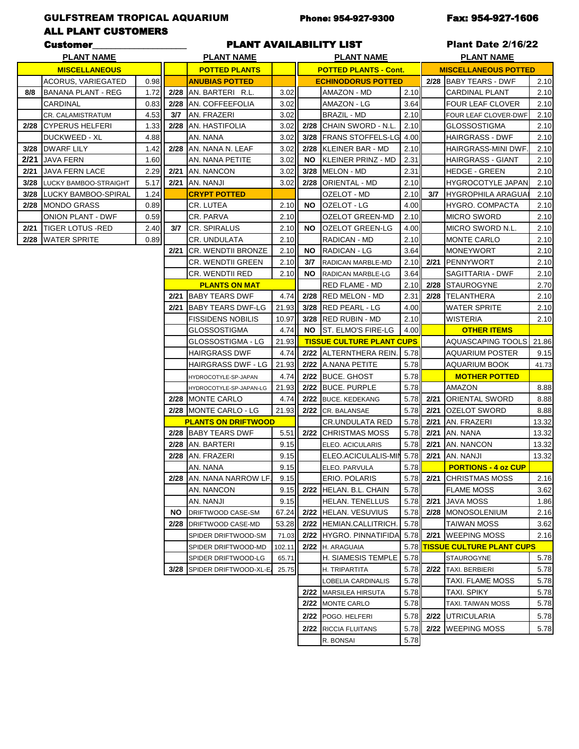**GULFSTREAM TROPICAL AQUARIUM** **Phone: 954-927-9300** **Fax: 954-927-1606**

**ALL PLANT CUSTOMERS**

**Customer__________________** **PLANT AVAILABILITY LIST** **Plant Date 2/16/22**

| | PLANT NAME | | | PLANT NAME | | | PLANT NAME | | | PLANT NAME | |
|---|---|---|---|---|---|---|---|---|---|---|---|
| | **MISCELLANEOUS** | | | **POTTED PLANTS** | | | **POTTED PLANTS - Cont.** | | | **MISCELLANEOUS POTTED** | |
| | ACORUS, VARIEGATED | 0.98 | | **ANUBIAS POTTED** | | | **ECHINODORUS POTTED** | | 2/28 | BABY TEARS - DWF | 2.10 |
| 8/8 | BANANA PLANT - REG | 1.72 | 2/28 | AN. BARTERI R.L. | 3.02 | | AMAZON - MD | 2.10 | | CARDINAL PLANT | 2.10 |
| | CARDINAL | 0.83 | 2/28 | AN. COFFEEFOLIA | 3.02 | | AMAZON - LG | 3.64 | | FOUR LEAF CLOVER | 2.10 |
| | CR. CALAMISTRATUM | 4.53 | 3/7 | AN. FRAZERI | 3.02 | | BRAZIL - MD | 2.10 | | FOUR LEAF CLOVER-DWF | 2.10 |
| 2/28 | CYPERUS HELFERI | 1.33 | 2/28 | AN. HASTIFOLIA | 3.02 | 2/28 | CHAIN SWORD - N.L. | 2.10 | | GLOSSOSTIGMA | 2.10 |
| | DUCKWEED - XL | 4.88 | | AN. NANA | 3.02 | 3/28 | FRANS STOFFELS-LG | 4.00 | | HAIRGRASS - DWF | 2.10 |
| 3/28 | DWARF LILY | 1.42 | 2/28 | AN. NANA N. LEAF | 3.02 | 2/28 | KLEINER BAR - MD | 2.10 | | HAIRGRASS-MINI DWF. | 2.10 |
| 2/21 | JAVA FERN | 1.60 | | AN. NANA PETITE | 3.02 | NO | KLEINER PRINZ - MD | 2.31 | | HAIRGRASS - GIANT | 2.10 |
| 2/21 | JAVA FERN LACE | 2.29 | 2/21 | AN. NANCON | 3.02 | 3/28 | MELON - MD | 2.31 | | HEDGE - GREEN | 2.10 |
| 3/28 | LUCKY BAMBOO-STRAIGHT | 5.17 | 2/21 | AN. NANJI | 3.02 | 2/28 | ORIENTAL - MD | 2.10 | | HYGROCOTYLE JAPAN | 2.10 |
| 3/28 | LUCKY BAMBOO-SPIRAL | 1.24 | | **CRYPT POTTED** | | | OZELOT - MD | 2.10 | 3/7 | HYGROPHILA ARAGUAI | 2.10 |
| 2/28 | MONDO GRASS | 0.89 | | CR. LUTEA | 2.10 | NO | OZELOT - LG | 4.00 | | HYGRO. COMPACTA | 2.10 |
| | ONION PLANT - DWF | 0.59 | | CR. PARVA | 2.10 | | OZELOT GREEN-MD | 2.10 | | MICRO SWORD | 2.10 |
| 2/21 | TIGER LOTUS -RED | 2.40 | 3/7 | CR. SPIRALUS | 2.10 | NO | OZELOT GREEN-LG | 4.00 | | MICRO SWORD N.L. | 2.10 |
| 2/28 | WATER SPRITE | 0.89 | | CR. UNDULATA | 2.10 | | RADICAN - MD | 2.10 | | MONTE CARLO | 2.10 |
| | | | 2/21 | CR. WENDTII BRONZE | 2.10 | NO | RADICAN - LG | 3.64 | | MONEYWORT | 2.10 |
| | | | | CR. WENDTII GREEN | 2.10 | 3/7 | RADICAN MARBLE-MD | 2.10 | 2/21 | PENNYWORT | 2.10 |
| | | | | CR. WENDTII RED | 2.10 | NO | RADICAN MARBLE-LG | 3.64 | | SAGITTARIA - DWF | 2.10 |
| | | | | **PLANTS ON MAT** | | | RED FLAME - MD | 2.10 | 2/28 | STAUROGYNE | 2.70 |
| | | | 2/21 | BABY TEARS DWF | 4.74 | 2/28 | RED MELON - MD | 2.31 | 2/28 | TELANTHERA | 2.10 |
| | | | 2/21 | BABY TEARS DWF-LG | 21.93 | 3/28 | RED PEARL - LG | 4.00 | | WATER SPRITE | 2.10 |
| | | | | FISSIDENS NOBILIS | 10.97 | 3/28 | RED RUBIN - MD | 2.10 | | WISTERIA | 2.10 |
| | | | | GLOSSOSTIGMA | 4.74 | NO | ST. ELMO'S FIRE-LG | 4.00 | | **OTHER ITEMS** | |
| | | | | GLOSSOSTIGMA - LG | 21.93 | | **TISSUE CULTURE PLANT CUPS** | | | AQUASCAPING TOOLS | 21.86 |
| | | | | HAIRGRASS DWF | 4.74 | 2/22 | ALTERNTHERA REIN. | 5.78 | | AQUARIUM POSTER | 9.15 |
| | | | | HAIRGRASS DWF - LG | 21.93 | 2/22 | A.NANA PETITE | 5.78 | | AQUARIUM BOOK | 41.73 |
| | | | | HYDROCOTYLE-SP-JAPAN | 4.74 | 2/22 | BUCE. GHOST | 5.78 | | **MOTHER POTTED** | |
| | | | | HYDROCOTYLE-SP-JAPAN-LG | 21.93 | 2/22 | BUCE. PURPLE | 5.78 | | AMAZON | 8.88 |
| | | | 2/28 | MONTE CARLO | 4.74 | 2/22 | BUCE. KEDEKANG | 5.78 | 2/21 | ORIENTAL SWORD | 8.88 |
| | | | 2/28 | MONTE CARLO - LG | 21.93 | 2/22 | CR. BALANSAE | 5.78 | 2/21 | OZELOT SWORD | 8.88 |
| | | | | **PLANTS ON DRIFTWOOD** | | | CR.UNDULATA RED | 5.78 | 2/21 | AN. FRAZERI | 13.32 |
| | | | 2/28 | BABY TEARS DWF | 5.51 | 2/22 | CHRISTMAS MOSS | 5.78 | 2/21 | AN. NANA | 13.32 |
| | | | 2/28 | AN. BARTERI | 9.15 | | ELEO. ACICULARIS | 5.78 | 2/21 | AN. NANCON | 13.32 |
| | | | 2/28 | AN. FRAZERI | 9.15 | | ELEO.ACICULALIS-MIN | 5.78 | 2/21 | AN. NANJI | 13.32 |
| | | | | AN. NANA | 9.15 | | ELEO. PARVULA | 5.78 | | **PORTIONS - 4 oz CUP** | |
| | | | 2/28 | AN. NANA NARROW LF. | 9.15 | | ERIO. POLARIS | 5.78 | 2/21 | CHRISTMAS MOSS | 2.16 |
| | | | | AN. NANCON | 9.15 | 2/22 | HELAN. B.L. CHAIN | 5.78 | | FLAME MOSS | 3.62 |
| | | | | AN. NANJI | 9.15 | | HELAN. TENELLUS | 5.78 | 2/21 | JAVA MOSS | 1.86 |
| | | | NO | DRIFTWOOD CASE-SM | 67.24 | 2/22 | HELAN. VESUVIUS | 5.78 | 2/28 | MONOSOLENIUM | 2.16 |
| | | | 2/28 | DRIFTWOOD CASE-MD | 53.28 | 2/22 | HEMIAN.CALLITRICH. | 5.78 | | TAIWAN MOSS | 3.62 |
| | | | | SPIDER DRIFTWOOD-SM | 71.03 | 2/22 | HYGRO. PINNATIFIDA | 5.78 | 2/21 | WEEPING MOSS | 2.16 |
| | | | | SPIDER DRIFTWOOD-MD | 102.11 | 2/22 | H. ARAGUAIA | 5.78 | | **TISSUE CULTURE PLANT CUPS** | |
| | | | | SPIDER DRIFTWOOD-LG | 65.71 | | H. SIAMESIS TEMPLE | 5.78 | | STAUROGYNE | 5.78 |
| | | | 3/28 | SPIDER DRIFTWOOD-XL-EA | 25.75 | | H. TRIPARTITA | 5.78 | 2/22 | TAXI. BERBIERI | 5.78 |
| | | | | | | | LOBELIA CARDINALIS | 5.78 | | TAXI. FLAME MOSS | 5.78 |
| | | | | | | 2/22 | MARSILEA HIRSUTA | 5.78 | | TAXI. SPIKY | 5.78 |
| | | | | | | 2/22 | MONTE CARLO | 5.78 | | TAXI. TAIWAN MOSS | 5.78 |
| | | | | | | 2/22 | POGO. HELFERI | 5.78 | 2/22 | UTRICULARIA | 5.78 |
| | | | | | | 2/22 | RICCIA FLUITANS | 5.78 | 2/22 | WEEPING MOSS | 5.78 |
| | | | | | | | R. BONSAI | 5.78 | | | |